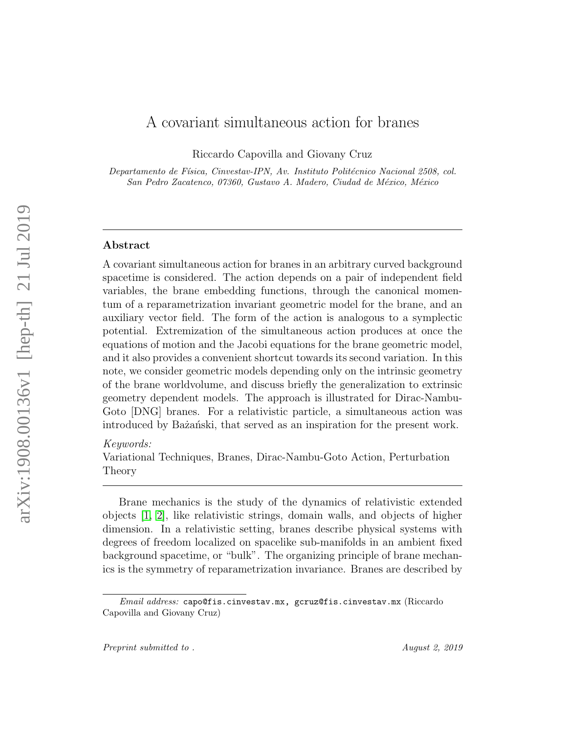# A covariant simultaneous action for branes

Riccardo Capovilla and Giovany Cruz

*Departamento de Física, Cinvestav-IPN, Av. Instituto Politécnico Nacional 2508, col. San Pedro Zacatenco, 07360, Gustavo A. Madero, Ciudad de México, México*

---

## Abstract

A covariant simultaneous action for branes in an arbitrary curved background spacetime is considered. The action depends on a pair of independent field variables, the brane embedding functions, through the canonical momentum of a reparametrization invariant geometric model for the brane, and an auxiliary vector field. The form of the action is analogous to a symplectic potential. Extremization of the simultaneous action produces at once the equations of motion and the Jacobi equations for the brane geometric model, and it also provides a convenient shortcut towards its second variation. In this note, we consider geometric models depending only on the intrinsic geometry of the brane worldvolume, and discuss briefly the generalization to extrinsic geometry dependent models. The approach is illustrated for Dirac-Nambu-Goto [DNG] branes. For a relativistic particle, a simultaneous action was introduced by Bażański, that served as an inspiration for the present work.

*Keywords:*
Variational Techniques, Branes, Dirac-Nambu-Goto Action, Perturbation Theory

---

Brane mechanics is the study of the dynamics of relativistic extended objects [1, 2], like relativistic strings, domain walls, and objects of higher dimension. In a relativistic setting, branes describe physical systems with degrees of freedom localized on spacelike sub-manifolds in an ambient fixed background spacetime, or "bulk". The organizing principle of brane mechanics is the symmetry of reparametrization invariance. Branes are described by

*Email address:* capo@fis.cinvestav.mx, gcruz@fis.cinvestav.mx (Riccardo Capovilla and Giovany Cruz)

*Preprint submitted to .* *August 2, 2019*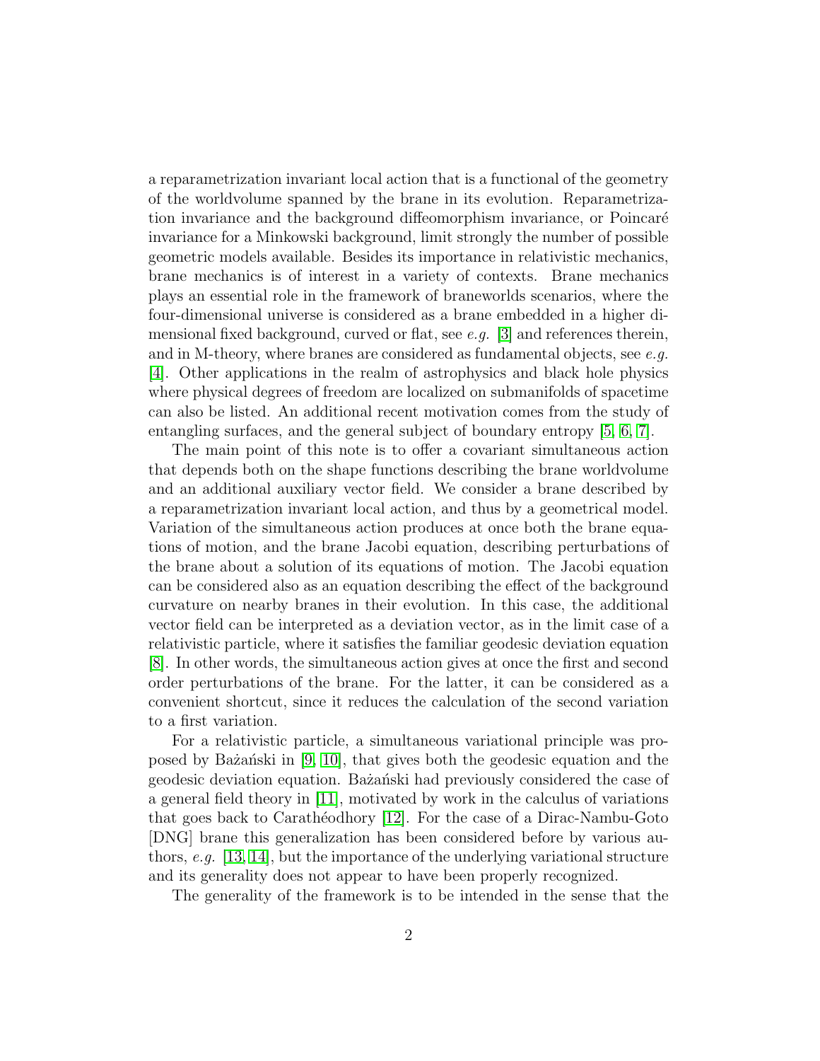a reparametrization invariant local action that is a functional of the geometry of the worldvolume spanned by the brane in its evolution. Reparametrization invariance and the background diffeomorphism invariance, or Poincaré invariance for a Minkowski background, limit strongly the number of possible geometric models available. Besides its importance in relativistic mechanics, brane mechanics is of interest in a variety of contexts. Brane mechanics plays an essential role in the framework of braneworlds scenarios, where the four-dimensional universe is considered as a brane embedded in a higher dimensional fixed background, curved or flat, see *e.g.* [3] and references therein, and in M-theory, where branes are considered as fundamental objects, see *e.g.* [4]. Other applications in the realm of astrophysics and black hole physics where physical degrees of freedom are localized on submanifolds of spacetime can also be listed. An additional recent motivation comes from the study of entangling surfaces, and the general subject of boundary entropy [5, 6, 7].

The main point of this note is to offer a covariant simultaneous action that depends both on the shape functions describing the brane worldvolume and an additional auxiliary vector field. We consider a brane described by a reparametrization invariant local action, and thus by a geometrical model. Variation of the simultaneous action produces at once both the brane equations of motion, and the brane Jacobi equation, describing perturbations of the brane about a solution of its equations of motion. The Jacobi equation can be considered also as an equation describing the effect of the background curvature on nearby branes in their evolution. In this case, the additional vector field can be interpreted as a deviation vector, as in the limit case of a relativistic particle, where it satisfies the familiar geodesic deviation equation [8]. In other words, the simultaneous action gives at once the first and second order perturbations of the brane. For the latter, it can be considered as a convenient shortcut, since it reduces the calculation of the second variation to a first variation.

For a relativistic particle, a simultaneous variational principle was proposed by Bażański in [9, 10], that gives both the geodesic equation and the geodesic deviation equation. Bażański had previously considered the case of a general field theory in [11], motivated by work in the calculus of variations that goes back to Carathéodhory [12]. For the case of a Dirac-Nambu-Goto [DNG] brane this generalization has been considered before by various authors, *e.g.* [13, 14], but the importance of the underlying variational structure and its generality does not appear to have been properly recognized.

The generality of the framework is to be intended in the sense that the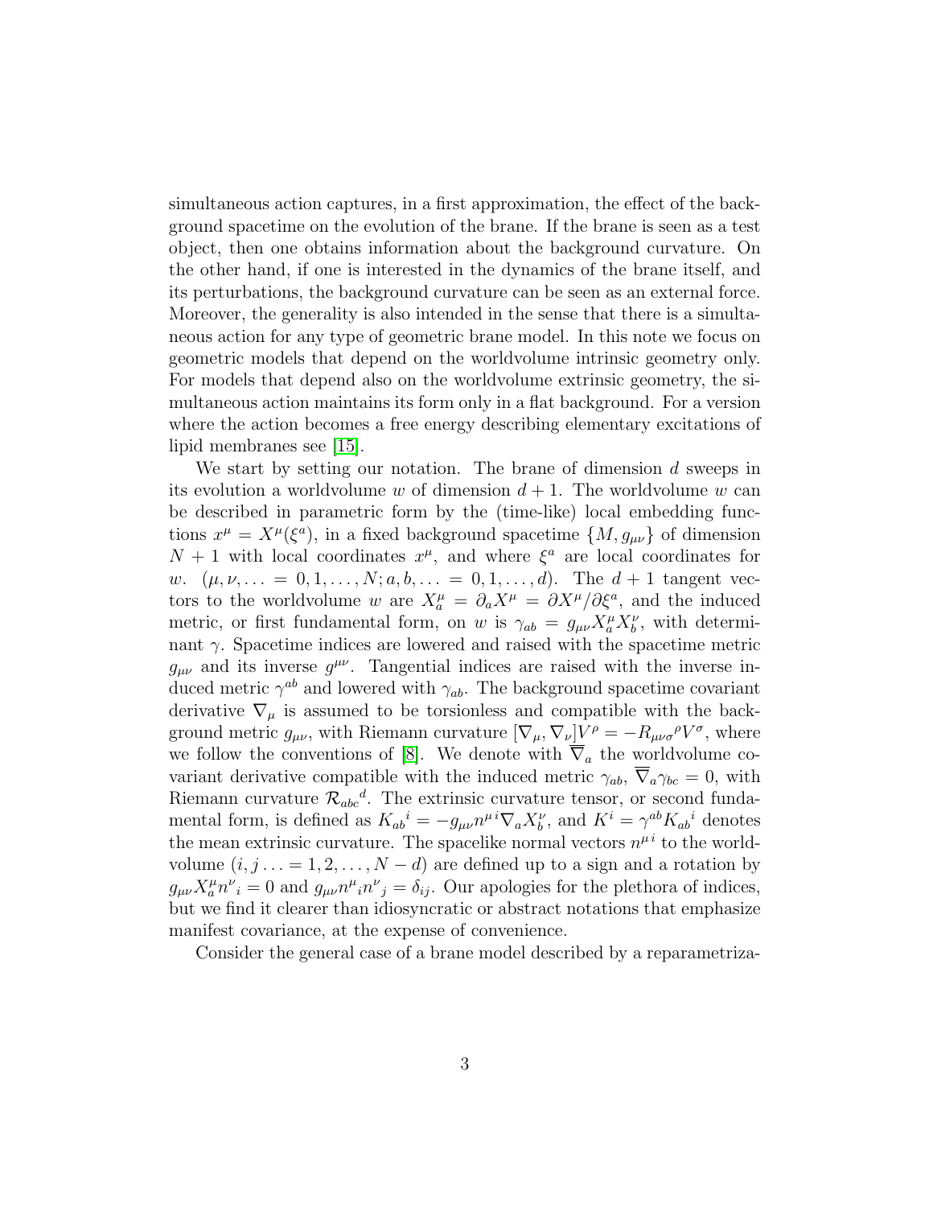simultaneous action captures, in a first approximation, the effect of the background spacetime on the evolution of the brane. If the brane is seen as a test object, then one obtains information about the background curvature. On the other hand, if one is interested in the dynamics of the brane itself, and its perturbations, the background curvature can be seen as an external force. Moreover, the generality is also intended in the sense that there is a simultaneous action for any type of geometric brane model. In this note we focus on geometric models that depend on the worldvolume intrinsic geometry only. For models that depend also on the worldvolume extrinsic geometry, the simultaneous action maintains its form only in a flat background. For a version where the action becomes a free energy describing elementary excitations of lipid membranes see [15].

We start by setting our notation. The brane of dimension $d$ sweeps in its evolution a worldvolume $w$ of dimension $d+1$. The worldvolume $w$ can be described in parametric form by the (time-like) local embedding functions $x^\mu = X^\mu(\xi^a)$, in a fixed background spacetime $\{M, g_{\mu\nu}\}$ of dimension $N+1$ with local coordinates $x^\mu$, and where $\xi^a$ are local coordinates for $w$. ($\mu, \nu, \ldots = 0, 1, \ldots, N; a, b, \ldots = 0, 1, \ldots, d$). The $d+1$ tangent vectors to the worldvolume $w$ are $X^\mu_a = \partial_a X^\mu = \partial X^\mu / \partial \xi^a$, and the induced metric, or first fundamental form, on $w$ is $\gamma_{ab} = g_{\mu\nu} X^\mu_a X^\nu_b$, with determinant $\gamma$. Spacetime indices are lowered and raised with the spacetime metric $g_{\mu\nu}$ and its inverse $g^{\mu\nu}$. Tangential indices are raised with the inverse induced metric $\gamma^{ab}$ and lowered with $\gamma_{ab}$. The background spacetime covariant derivative $\nabla_\mu$ is assumed to be torsionless and compatible with the background metric $g_{\mu\nu}$, with Riemann curvature $[\nabla_\mu, \nabla_\nu] V^\rho = -R_{\mu\nu\sigma}{}^\rho V^\sigma$, where we follow the conventions of [8]. We denote with $\overline{\nabla}_a$ the worldvolume covariant derivative compatible with the induced metric $\gamma_{ab}$, $\overline{\nabla}_a \gamma_{bc} = 0$, with Riemann curvature $\mathcal{R}_{abc}{}^d$. The extrinsic curvature tensor, or second fundamental form, is defined as $K_{ab}{}^i = -g_{\mu\nu} n^{\mu\, i} \nabla_a X^\nu_b$, and $K^i = \gamma^{ab} K_{ab}{}^i$ denotes the mean extrinsic curvature. The spacelike normal vectors $n^{\mu\, i}$ to the worldvolume ($i, j \ldots = 1, 2, \ldots, N-d$) are defined up to a sign and a rotation by $g_{\mu\nu} X^\mu_a n^\nu{}_i = 0$ and $g_{\mu\nu} n^\mu{}_i n^\nu{}_j = \delta_{ij}$. Our apologies for the plethora of indices, but we find it clearer than idiosyncratic or abstract notations that emphasize manifest covariance, at the expense of convenience.

Consider the general case of a brane model described by a reparametriza-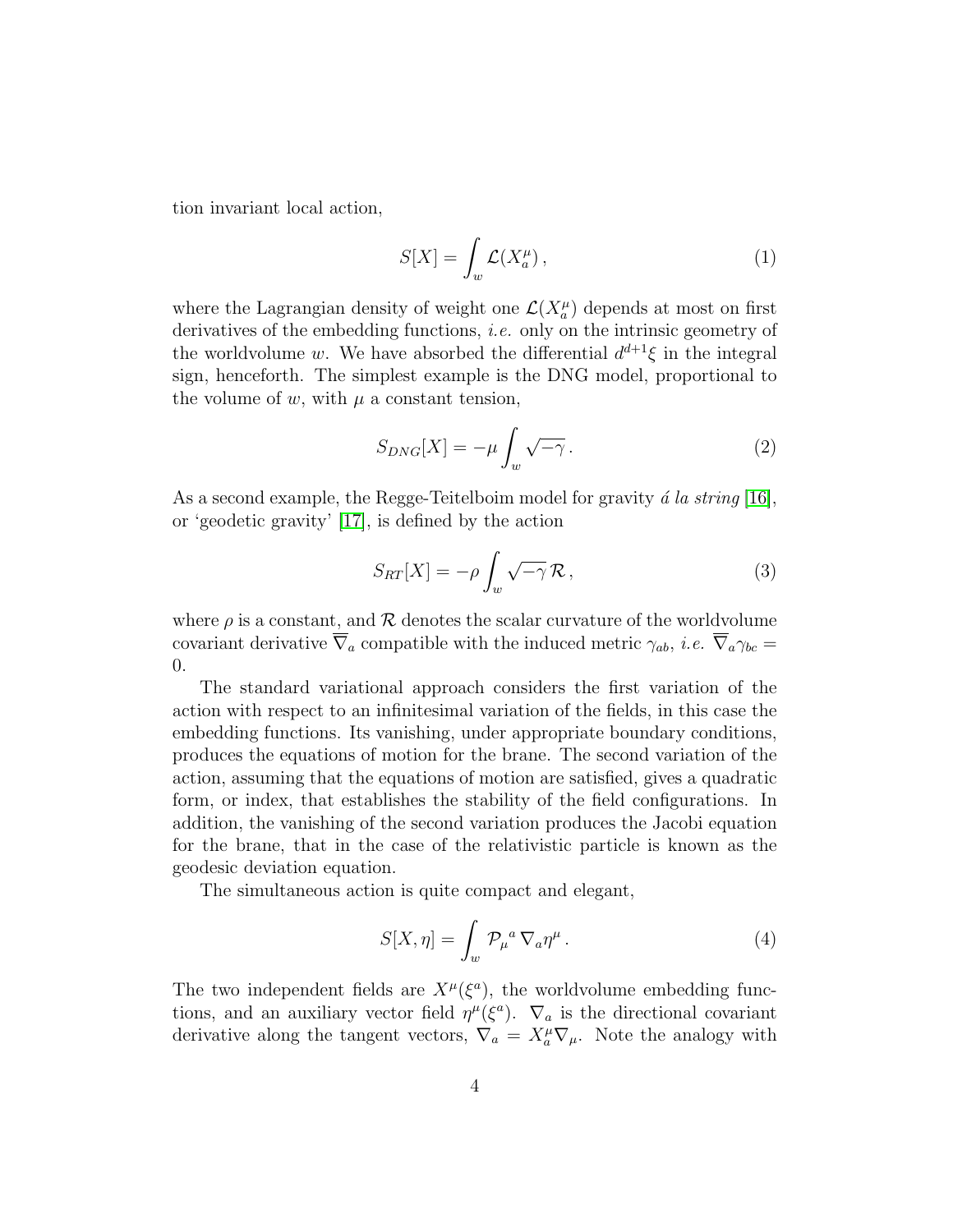tion invariant local action,

$$S[X] = \int_w \mathcal{L}(X^\mu_a) \,, \tag{1}$$

where the Lagrangian density of weight one $\mathcal{L}(X^\mu_a)$ depends at most on first derivatives of the embedding functions, *i.e.* only on the intrinsic geometry of the worldvolume $w$. We have absorbed the differential $d^{d+1}\xi$ in the integral sign, henceforth. The simplest example is the DNG model, proportional to the volume of $w$, with $\mu$ a constant tension,

$$S_{DNG}[X] = -\mu \int_w \sqrt{-\gamma} \,. \tag{2}$$

As a second example, the Regge-Teitelboim model for gravity *á la string* [16], or 'geodetic gravity' [17], is defined by the action

$$S_{RT}[X] = -\rho \int_w \sqrt{-\gamma}\, \mathcal{R} \,, \tag{3}$$

where $\rho$ is a constant, and $\mathcal{R}$ denotes the scalar curvature of the worldvolume covariant derivative $\overline{\nabla}_a$ compatible with the induced metric $\gamma_{ab}$, *i.e.* $\overline{\nabla}_a \gamma_{bc} = 0$.

The standard variational approach considers the first variation of the action with respect to an infinitesimal variation of the fields, in this case the embedding functions. Its vanishing, under appropriate boundary conditions, produces the equations of motion for the brane. The second variation of the action, assuming that the equations of motion are satisfied, gives a quadratic form, or index, that establishes the stability of the field configurations. In addition, the vanishing of the second variation produces the Jacobi equation for the brane, that in the case of the relativistic particle is known as the geodesic deviation equation.

The simultaneous action is quite compact and elegant,

$$S[X, \eta] = \int_w \mathcal{P}_\mu{}^a \, \nabla_a \eta^\mu \,. \tag{4}$$

The two independent fields are $X^\mu(\xi^a)$, the worldvolume embedding functions, and an auxiliary vector field $\eta^\mu(\xi^a)$. $\nabla_a$ is the directional covariant derivative along the tangent vectors, $\nabla_a = X^\mu_a \nabla_\mu$. Note the analogy with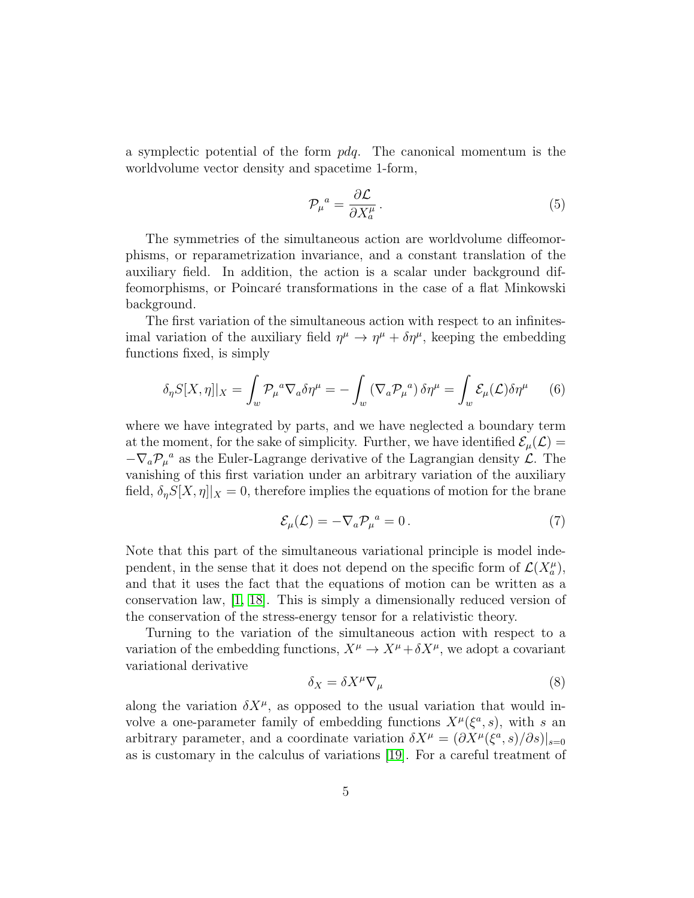a symplectic potential of the form $pdq$. The canonical momentum is the worldvolume vector density and spacetime 1-form,

$$\mathcal{P}_\mu{}^a = \frac{\partial \mathcal{L}}{\partial X^\mu_a} \,. \tag{5}$$

The symmetries of the simultaneous action are worldvolume diffeomorphisms, or reparametrization invariance, and a constant translation of the auxiliary field. In addition, the action is a scalar under background diffeomorphisms, or Poincaré transformations in the case of a flat Minkowski background.

The first variation of the simultaneous action with respect to an infinitesimal variation of the auxiliary field $\eta^\mu \to \eta^\mu + \delta\eta^\mu$, keeping the embedding functions fixed, is simply

$$\delta_\eta S[X,\eta]|_X = \int_w \mathcal{P}_\mu{}^a \nabla_a \delta\eta^\mu = -\int_w \left(\nabla_a \mathcal{P}_\mu{}^a\right)\delta\eta^\mu = \int_w \mathcal{E}_\mu(\mathcal{L})\delta\eta^\mu \tag{6}$$

where we have integrated by parts, and we have neglected a boundary term at the moment, for the sake of simplicity. Further, we have identified $\mathcal{E}_\mu(\mathcal{L}) = -\nabla_a \mathcal{P}_\mu{}^a$ as the Euler-Lagrange derivative of the Lagrangian density $\mathcal{L}$. The vanishing of this first variation under an arbitrary variation of the auxiliary field, $\delta_\eta S[X,\eta]|_X = 0$, therefore implies the equations of motion for the brane

$$\mathcal{E}_\mu(\mathcal{L}) = -\nabla_a \mathcal{P}_\mu{}^a = 0 \,. \tag{7}$$

Note that this part of the simultaneous variational principle is model independent, in the sense that it does not depend on the specific form of $\mathcal{L}(X^\mu_a)$, and that it uses the fact that the equations of motion can be written as a conservation law, [1, 18]. This is simply a dimensionally reduced version of the conservation of the stress-energy tensor for a relativistic theory.

Turning to the variation of the simultaneous action with respect to a variation of the embedding functions, $X^\mu \to X^\mu + \delta X^\mu$, we adopt a covariant variational derivative

$$\delta_X = \delta X^\mu \nabla_\mu \tag{8}$$

along the variation $\delta X^\mu$, as opposed to the usual variation that would involve a one-parameter family of embedding functions $X^\mu(\xi^a, s)$, with $s$ an arbitrary parameter, and a coordinate variation $\delta X^\mu = (\partial X^\mu(\xi^a, s)/\partial s)|_{s=0}$ as is customary in the calculus of variations [19]. For a careful treatment of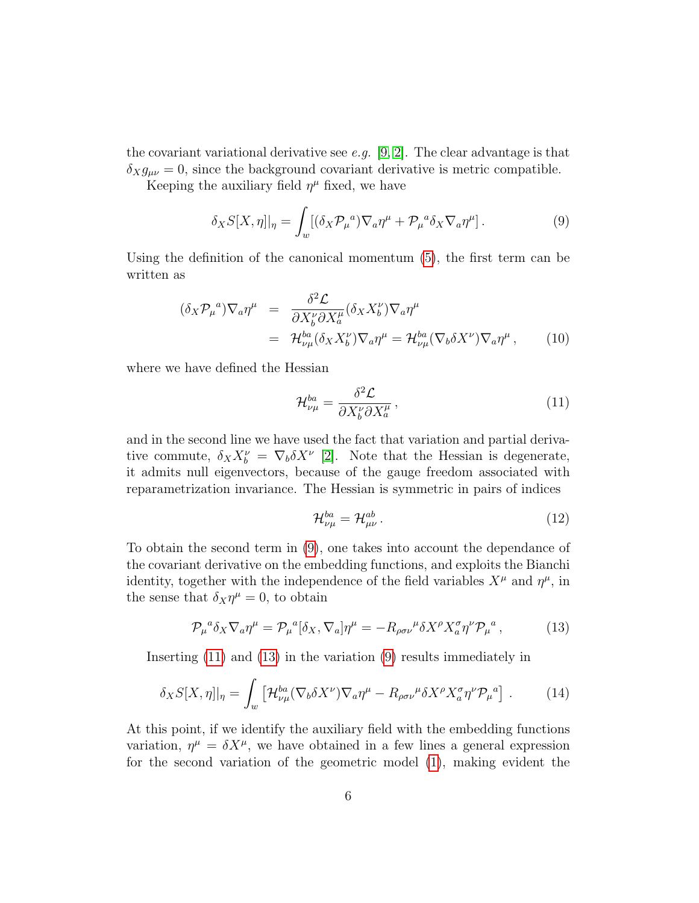the covariant variational derivative see *e.g.* [9, 2]. The clear advantage is that $\delta_X g_{\mu\nu} = 0$, since the background covariant derivative is metric compatible.

Keeping the auxiliary field $\eta^\mu$ fixed, we have

$$
\delta_X S[X,\eta]|_\eta = \int_w [(\delta_X {\mathcal{P}_\mu}^a)\nabla_a \eta^\mu + {\mathcal{P}_\mu}^a \delta_X \nabla_a \eta^\mu] \,. \tag{9}
$$

Using the definition of the canonical momentum (5), the first term can be written as

$$
\begin{aligned}
(\delta_X {\mathcal{P}_\mu}^a)\nabla_a \eta^\mu &= \frac{\delta^2 \mathcal{L}}{\partial X^\nu_b \partial X^\mu_a}(\delta_X X^\nu_b)\nabla_a \eta^\mu \\
&= \mathcal{H}^{ba}_{\nu\mu}(\delta_X X^\nu_b)\nabla_a \eta^\mu = \mathcal{H}^{ba}_{\nu\mu}(\nabla_b \delta X^\nu)\nabla_a \eta^\mu \,,
\end{aligned} \tag{10}
$$

where we have defined the Hessian

$$
\mathcal{H}^{ba}_{\nu\mu} = \frac{\delta^2 \mathcal{L}}{\partial X^\nu_b \partial X^\mu_a} \,, \tag{11}
$$

and in the second line we have used the fact that variation and partial derivative commute, $\delta_X X^\nu_b = \nabla_b \delta X^\nu$ [2]. Note that the Hessian is degenerate, it admits null eigenvectors, because of the gauge freedom associated with reparametrization invariance. The Hessian is symmetric in pairs of indices

$$
\mathcal{H}^{ba}_{\nu\mu} = \mathcal{H}^{ab}_{\mu\nu} \,. \tag{12}
$$

To obtain the second term in (9), one takes into account the dependance of the covariant derivative on the embedding functions, and exploits the Bianchi identity, together with the independence of the field variables $X^\mu$ and $\eta^\mu$, in the sense that $\delta_X \eta^\mu = 0$, to obtain

$$
{\mathcal{P}_\mu}^a \delta_X \nabla_a \eta^\mu = {\mathcal{P}_\mu}^a [\delta_X, \nabla_a]\eta^\mu = -{R_{\rho\sigma\nu}}^\mu \delta X^\rho X^\sigma_a \eta^\nu {\mathcal{P}_\mu}^a \,, \tag{13}
$$

Inserting (11) and (13) in the variation (9) results immediately in

$$
\delta_X S[X,\eta]|_\eta = \int_w \left[ \mathcal{H}^{ba}_{\nu\mu}(\nabla_b \delta X^\nu)\nabla_a \eta^\mu - {R_{\rho\sigma\nu}}^\mu \delta X^\rho X^\sigma_a \eta^\nu {\mathcal{P}_\mu}^a \right] \,. \tag{14}
$$

At this point, if we identify the auxiliary field with the embedding functions variation, $\eta^\mu = \delta X^\mu$, we have obtained in a few lines a general expression for the second variation of the geometric model (1), making evident the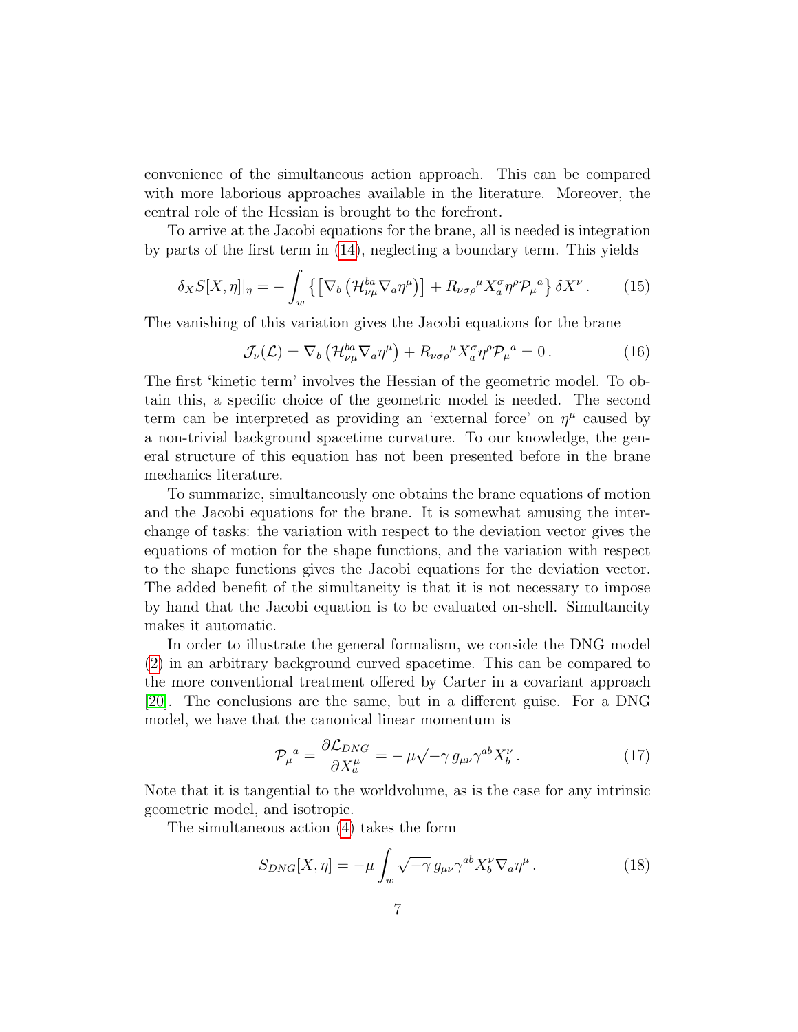convenience of the simultaneous action approach. This can be compared with more laborious approaches available in the literature. Moreover, the central role of the Hessian is brought to the forefront.

To arrive at the Jacobi equations for the brane, all is needed is integration by parts of the first term in (14), neglecting a boundary term. This yields

$$
\delta_X S[X,\eta]|_\eta = - \int_w \left\{ \left[ \nabla_b \left( \mathcal{H}^{ba}_{\nu\mu} \nabla_a \eta^\mu \right) \right] + R_{\nu\sigma\rho}{}^\mu X^\sigma_a \eta^\rho \mathcal{P}_\mu{}^a \right\} \delta X^\nu \,. \tag{15}
$$

The vanishing of this variation gives the Jacobi equations for the brane

$$
\mathcal{J}_\nu(\mathcal{L}) = \nabla_b \left( \mathcal{H}^{ba}_{\nu\mu} \nabla_a \eta^\mu \right) + R_{\nu\sigma\rho}{}^\mu X^\sigma_a \eta^\rho \mathcal{P}_\mu{}^a = 0 \,. \tag{16}
$$

The first 'kinetic term' involves the Hessian of the geometric model. To obtain this, a specific choice of the geometric model is needed. The second term can be interpreted as providing an 'external force' on $\eta^\mu$ caused by a non-trivial background spacetime curvature. To our knowledge, the general structure of this equation has not been presented before in the brane mechanics literature.

To summarize, simultaneously one obtains the brane equations of motion and the Jacobi equations for the brane. It is somewhat amusing the interchange of tasks: the variation with respect to the deviation vector gives the equations of motion for the shape functions, and the variation with respect to the shape functions gives the Jacobi equations for the deviation vector. The added benefit of the simultaneity is that it is not necessary to impose by hand that the Jacobi equation is to be evaluated on-shell. Simultaneity makes it automatic.

In order to illustrate the general formalism, we conside the DNG model (2) in an arbitrary background curved spacetime. This can be compared to the more conventional treatment offered by Carter in a covariant approach [20]. The conclusions are the same, but in a different guise. For a DNG model, we have that the canonical linear momentum is

$$
\mathcal{P}_\mu{}^a = \frac{\partial \mathcal{L}_{DNG}}{\partial X^\mu_a} = -\, \mu \sqrt{-\gamma}\, g_{\mu\nu} \gamma^{ab} X^\nu_b \,. \tag{17}
$$

Note that it is tangential to the worldvolume, as is the case for any intrinsic geometric model, and isotropic.

The simultaneous action (4) takes the form

$$
S_{DNG}[X,\eta] = -\mu \int_w \sqrt{-\gamma}\, g_{\mu\nu} \gamma^{ab} X^\nu_b \nabla_a \eta^\mu \,. \tag{18}
$$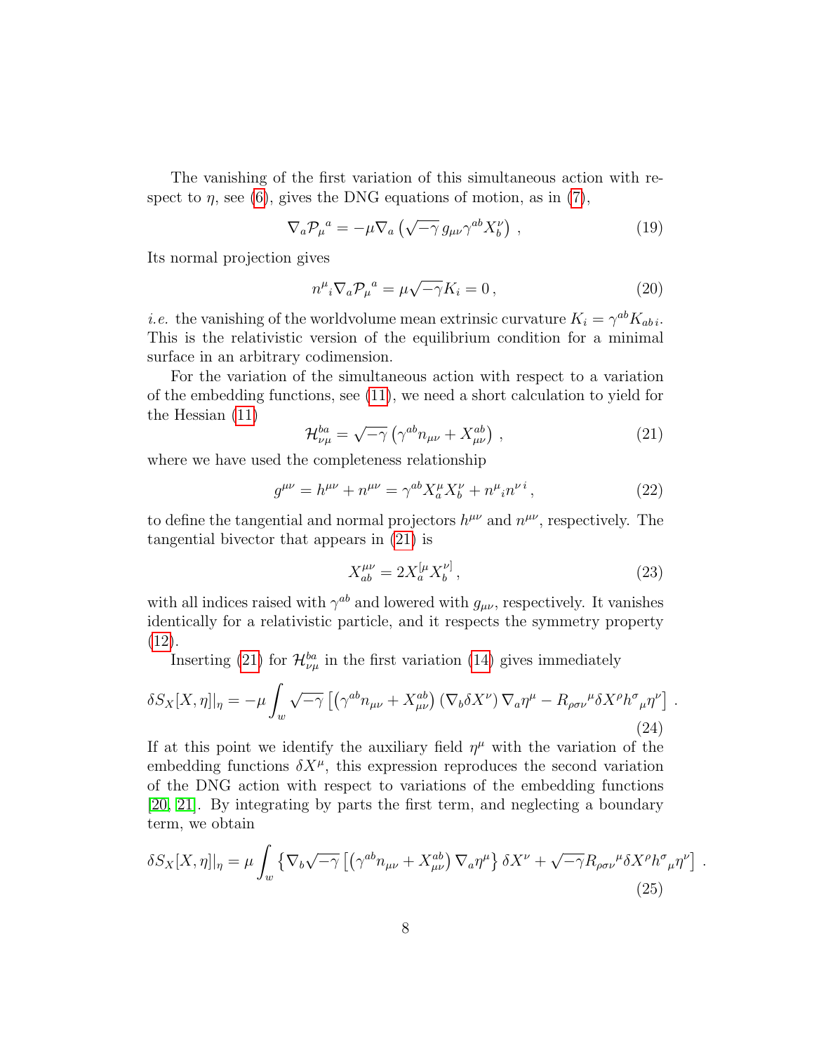The vanishing of the first variation of this simultaneous action with respect to $\eta$, see (6), gives the DNG equations of motion, as in (7),

$$\nabla_a \mathcal{P}_\mu{}^a = -\mu \nabla_a \left( \sqrt{-\gamma}\, g_{\mu\nu} \gamma^{ab} X_b^\nu \right) \,, \tag{19}$$

Its normal projection gives

$$n^\mu{}_i \nabla_a \mathcal{P}_\mu{}^a = \mu \sqrt{-\gamma} K_i = 0 \,, \tag{20}$$

*i.e.* the vanishing of the worldvolume mean extrinsic curvature $K_i = \gamma^{ab} K_{ab\,i}$. This is the relativistic version of the equilibrium condition for a minimal surface in an arbitrary codimension.

For the variation of the simultaneous action with respect to a variation of the embedding functions, see (11), we need a short calculation to yield for the Hessian (11)

$$\mathcal{H}^{ba}_{\nu\mu} = \sqrt{-\gamma} \left( \gamma^{ab} n_{\mu\nu} + X^{ab}_{\mu\nu} \right) \,, \tag{21}$$

where we have used the completeness relationship

$$g^{\mu\nu} = h^{\mu\nu} + n^{\mu\nu} = \gamma^{ab} X^\mu_a X^\nu_b + n^\mu{}_i n^{\nu\, i} \,, \tag{22}$$

to define the tangential and normal projectors $h^{\mu\nu}$ and $n^{\mu\nu}$, respectively. The tangential bivector that appears in (21) is

$$X^{\mu\nu}_{ab} = 2 X^{[\mu}_a X^{\nu]}_b \,, \tag{23}$$

with all indices raised with $\gamma^{ab}$ and lowered with $g_{\mu\nu}$, respectively. It vanishes identically for a relativistic particle, and it respects the symmetry property (12).

Inserting (21) for $\mathcal{H}^{ba}_{\nu\mu}$ in the first variation (14) gives immediately

$$\delta S_X[X,\eta]|_\eta = -\mu \int_w \sqrt{-\gamma} \left[ \left( \gamma^{ab} n_{\mu\nu} + X^{ab}_{\mu\nu} \right) \left( \nabla_b \delta X^\nu \right) \nabla_a \eta^\mu - R_{\rho\sigma\nu}{}^\mu \delta X^\rho h^\sigma{}_\mu \eta^\nu \right] \,. \tag{24}$$

If at this point we identify the auxiliary field $\eta^\mu$ with the variation of the embedding functions $\delta X^\mu$, this expression reproduces the second variation of the DNG action with respect to variations of the embedding functions [20, 21]. By integrating by parts the first term, and neglecting a boundary term, we obtain

$$\delta S_X[X,\eta]|_\eta = \mu \int_w \left\{ \nabla_b \sqrt{-\gamma} \left[ \left( \gamma^{ab} n_{\mu\nu} + X^{ab}_{\mu\nu} \right) \nabla_a \eta^\mu \right\} \delta X^\nu + \sqrt{-\gamma} R_{\rho\sigma\nu}{}^\mu \delta X^\rho h^\sigma{}_\mu \eta^\nu \right] \,. \tag{25}$$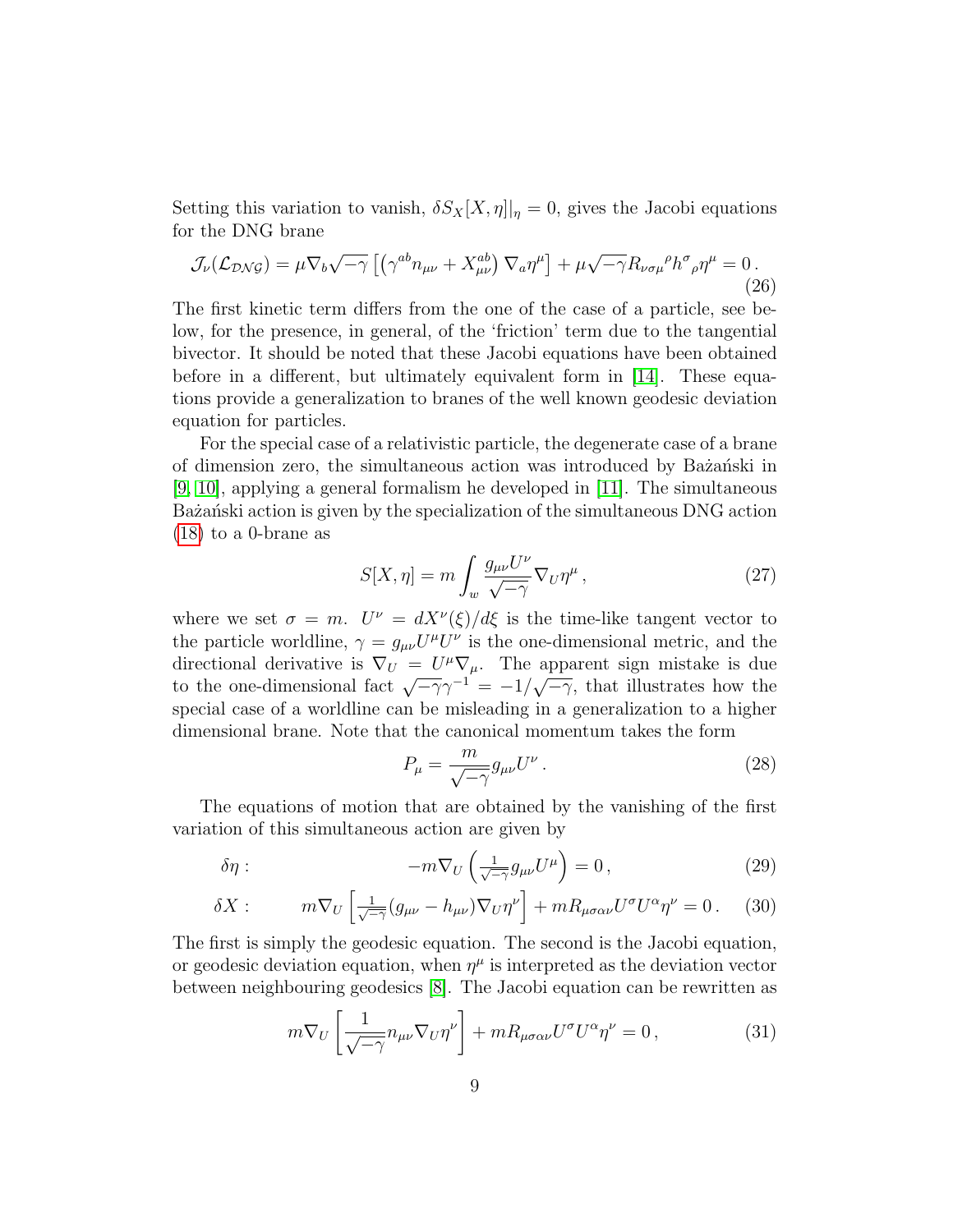Setting this variation to vanish, $\delta S_X[X,\eta]|_\eta = 0$, gives the Jacobi equations for the DNG brane

$$\mathcal{J}_\nu(\mathcal{L}_{\mathcal{DNG}}) = \mu \nabla_b \sqrt{-\gamma} \left[ \left( \gamma^{ab} n_{\mu\nu} + X^{ab}_{\mu\nu} \right) \nabla_a \eta^\mu \right] + \mu \sqrt{-\gamma} R_{\nu\sigma\mu}{}^{\rho} h^{\sigma}{}_{\rho} \eta^\mu = 0 \,. \tag{26}$$

The first kinetic term differs from the one of the case of a particle, see below, for the presence, in general, of the 'friction' term due to the tangential bivector. It should be noted that these Jacobi equations have been obtained before in a different, but ultimately equivalent form in [14]. These equations provide a generalization to branes of the well known geodesic deviation equation for particles.

For the special case of a relativistic particle, the degenerate case of a brane of dimension zero, the simultaneous action was introduced by Bażański in [9, 10], applying a general formalism he developed in [11]. The simultaneous Bażański action is given by the specialization of the simultaneous DNG action (18) to a 0-brane as

$$S[X,\eta] = m \int_w \frac{g_{\mu\nu} U^\nu}{\sqrt{-\gamma}} \nabla_U \eta^\mu \,, \tag{27}$$

where we set $\sigma = m$. $U^\nu = dX^\nu(\xi)/d\xi$ is the time-like tangent vector to the particle worldline, $\gamma = g_{\mu\nu} U^\mu U^\nu$ is the one-dimensional metric, and the directional derivative is $\nabla_U = U^\mu \nabla_\mu$. The apparent sign mistake is due to the one-dimensional fact $\sqrt{-\gamma}\gamma^{-1} = -1/\sqrt{-\gamma}$, that illustrates how the special case of a worldline can be misleading in a generalization to a higher dimensional brane. Note that the canonical momentum takes the form

$$P_\mu = \frac{m}{\sqrt{-\gamma}} g_{\mu\nu} U^\nu \,. \tag{28}$$

The equations of motion that are obtained by the vanishing of the first variation of this simultaneous action are given by

$$\delta\eta : \qquad -m \nabla_U \left( \tfrac{1}{\sqrt{-\gamma}} g_{\mu\nu} U^\mu \right) = 0 \,, \tag{29}$$

$$\delta X : \qquad m \nabla_U \left[ \tfrac{1}{\sqrt{-\gamma}} (g_{\mu\nu} - h_{\mu\nu}) \nabla_U \eta^\nu \right] + m R_{\mu\sigma\alpha\nu} U^\sigma U^\alpha \eta^\nu = 0 \,. \tag{30}$$

The first is simply the geodesic equation. The second is the Jacobi equation, or geodesic deviation equation, when $\eta^\mu$ is interpreted as the deviation vector between neighbouring geodesics [8]. The Jacobi equation can be rewritten as

$$m \nabla_U \left[ \frac{1}{\sqrt{-\gamma}} n_{\mu\nu} \nabla_U \eta^\nu \right] + m R_{\mu\sigma\alpha\nu} U^\sigma U^\alpha \eta^\nu = 0 \,, \tag{31}$$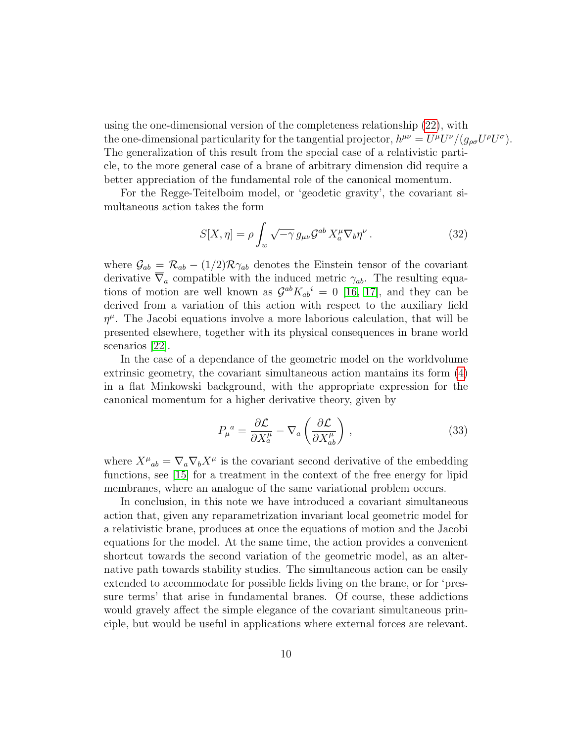using the one-dimensional version of the completeness relationship (22), with the one-dimensional particularity for the tangential projector, $h^{\mu\nu} = U^\mu U^\nu/(g_{\rho\sigma}U^\rho U^\sigma)$. The generalization of this result from the special case of a relativistic particle, to the more general case of a brane of arbitrary dimension did require a better appreciation of the fundamental role of the canonical momentum.

For the Regge-Teitelboim model, or 'geodetic gravity', the covariant simultaneous action takes the form

$$S[X,\eta] = \rho \int_w \sqrt{-\gamma}\, g_{\mu\nu}\mathcal{G}^{ab}\, X^\mu_a \nabla_b \eta^\nu \,. \tag{32}$$

where $\mathcal{G}_{ab} = \mathcal{R}_{ab} - (1/2)\mathcal{R}\gamma_{ab}$ denotes the Einstein tensor of the covariant derivative $\overline{\nabla}_a$ compatible with the induced metric $\gamma_{ab}$. The resulting equations of motion are well known as $\mathcal{G}^{ab}K_{ab}{}^i = 0$ [16, 17], and they can be derived from a variation of this action with respect to the auxiliary field $\eta^\mu$. The Jacobi equations involve a more laborious calculation, that will be presented elsewhere, together with its physical consequences in brane world scenarios [22].

In the case of a dependance of the geometric model on the worldvolume extrinsic geometry, the covariant simultaneous action mantains its form (4) in a flat Minkowski background, with the appropriate expression for the canonical momentum for a higher derivative theory, given by

$$P_\mu{}^a = \frac{\partial \mathcal{L}}{\partial X^\mu_a} - \nabla_a \left( \frac{\partial \mathcal{L}}{\partial X^\mu_{ab}} \right) , \tag{33}$$

where $X^\mu{}_{ab} = \nabla_a \nabla_b X^\mu$ is the covariant second derivative of the embedding functions, see [15] for a treatment in the context of the free energy for lipid membranes, where an analogue of the same variational problem occurs.

In conclusion, in this note we have introduced a covariant simultaneous action that, given any reparametrization invariant local geometric model for a relativistic brane, produces at once the equations of motion and the Jacobi equations for the model. At the same time, the action provides a convenient shortcut towards the second variation of the geometric model, as an alternative path towards stability studies. The simultaneous action can be easily extended to accommodate for possible fields living on the brane, or for 'pressure terms' that arise in fundamental branes. Of course, these addictions would gravely affect the simple elegance of the covariant simultaneous principle, but would be useful in applications where external forces are relevant.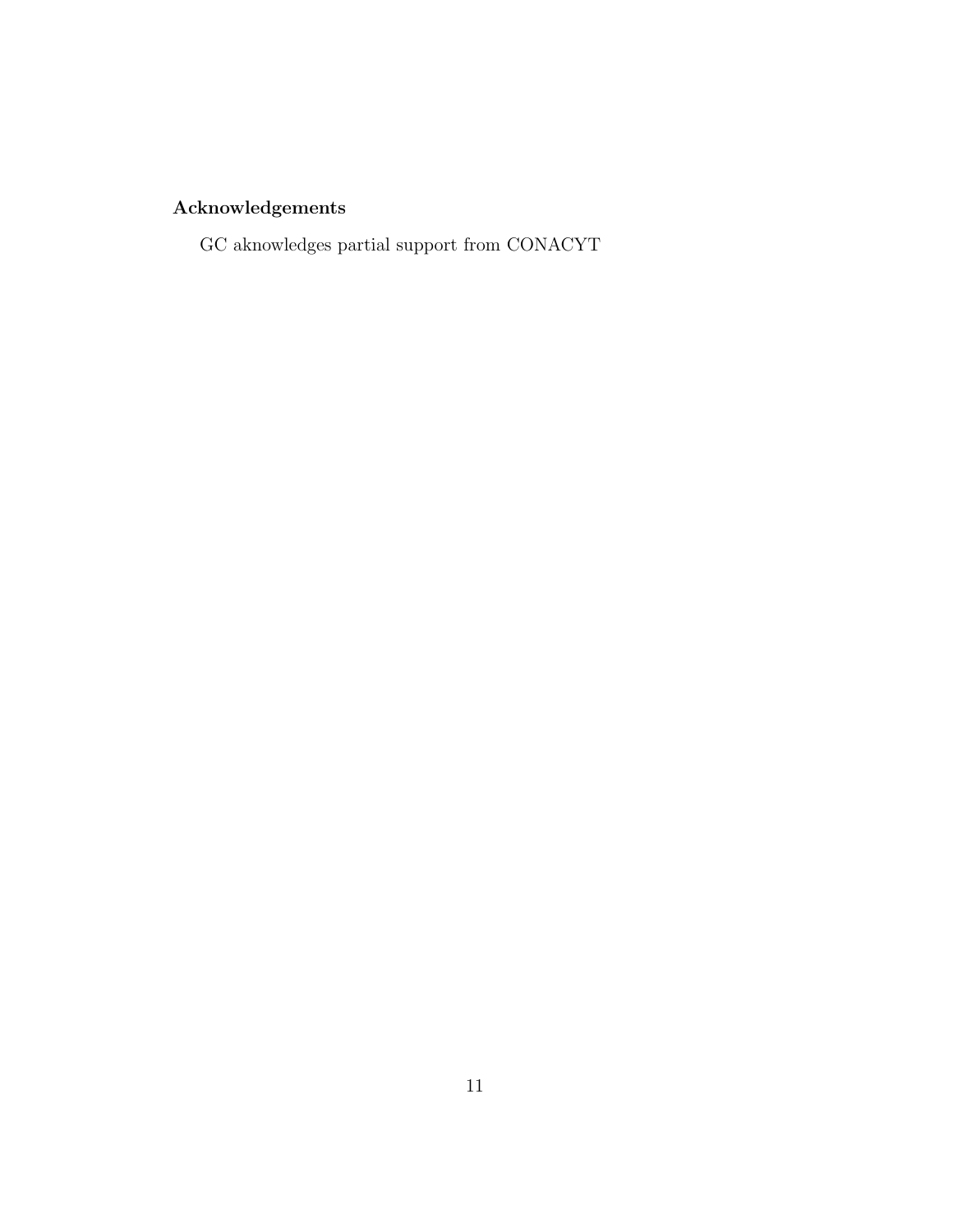## Acknowledgements

GC aknowledges partial support from CONACYT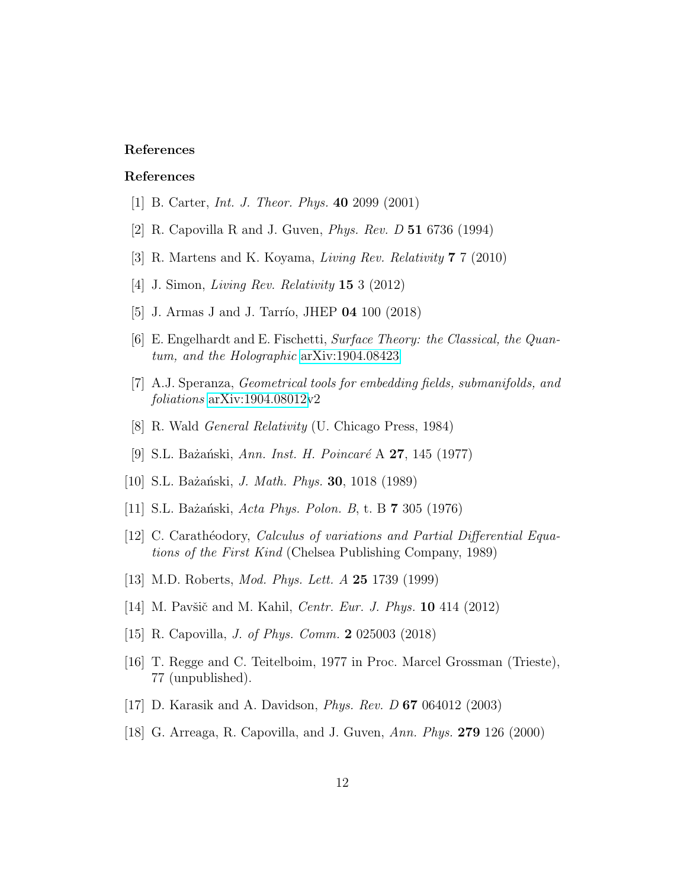**References**

**References**

[1] B. Carter, *Int. J. Theor. Phys.* **40** 2099 (2001)

[2] R. Capovilla R and J. Guven, *Phys. Rev. D* **51** 6736 (1994)

[3] R. Martens and K. Koyama, *Living Rev. Relativity* **7** 7 (2010)

[4] J. Simon, *Living Rev. Relativity* **15** 3 (2012)

[5] J. Armas J and J. Tarrío, JHEP **04** 100 (2018)

[6] E. Engelhardt and E. Fischetti, *Surface Theory: the Classical, the Quantum, and the Holographic* arXiv:1904.08423

[7] A.J. Speranza, *Geometrical tools for embedding fields, submanifolds, and foliations* arXiv:1904.08012v2

[8] R. Wald *General Relativity* (U. Chicago Press, 1984)

[9] S.L. Bażański, *Ann. Inst. H. Poincaré* A **27**, 145 (1977)

[10] S.L. Bażański, *J. Math. Phys.* **30**, 1018 (1989)

[11] S.L. Bażański, *Acta Phys. Polon. B*, t. B **7** 305 (1976)

[12] C. Carathéodory, *Calculus of variations and Partial Differential Equations of the First Kind* (Chelsea Publishing Company, 1989)

[13] M.D. Roberts, *Mod. Phys. Lett. A* **25** 1739 (1999)

[14] M. Pavšič and M. Kahil, *Centr. Eur. J. Phys.* **10** 414 (2012)

[15] R. Capovilla, *J. of Phys. Comm.* **2** 025003 (2018)

[16] T. Regge and C. Teitelboim, 1977 in Proc. Marcel Grossman (Trieste), 77 (unpublished).

[17] D. Karasik and A. Davidson, *Phys. Rev. D* **67** 064012 (2003)

[18] G. Arreaga, R. Capovilla, and J. Guven, *Ann. Phys.* **279** 126 (2000)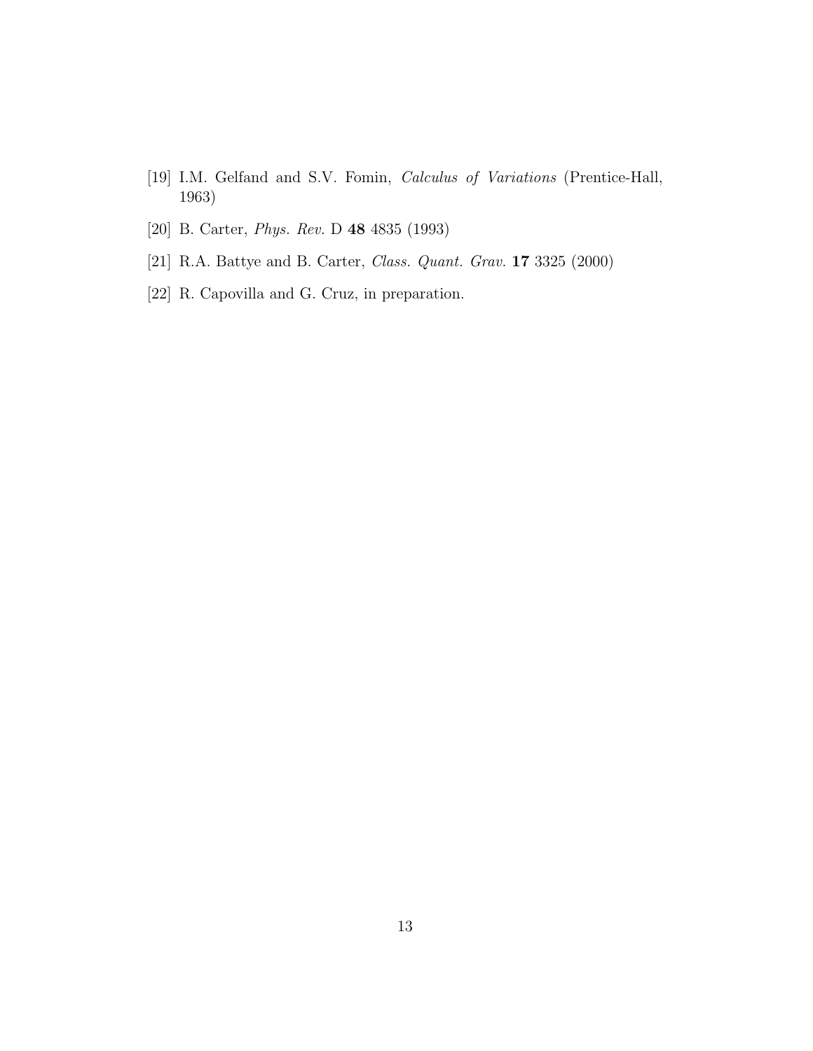[19] I.M. Gelfand and S.V. Fomin, *Calculus of Variations* (Prentice-Hall, 1963)

[20] B. Carter, *Phys. Rev.* D **48** 4835 (1993)

[21] R.A. Battye and B. Carter, *Class. Quant. Grav.* **17** 3325 (2000)

[22] R. Capovilla and G. Cruz, in preparation.